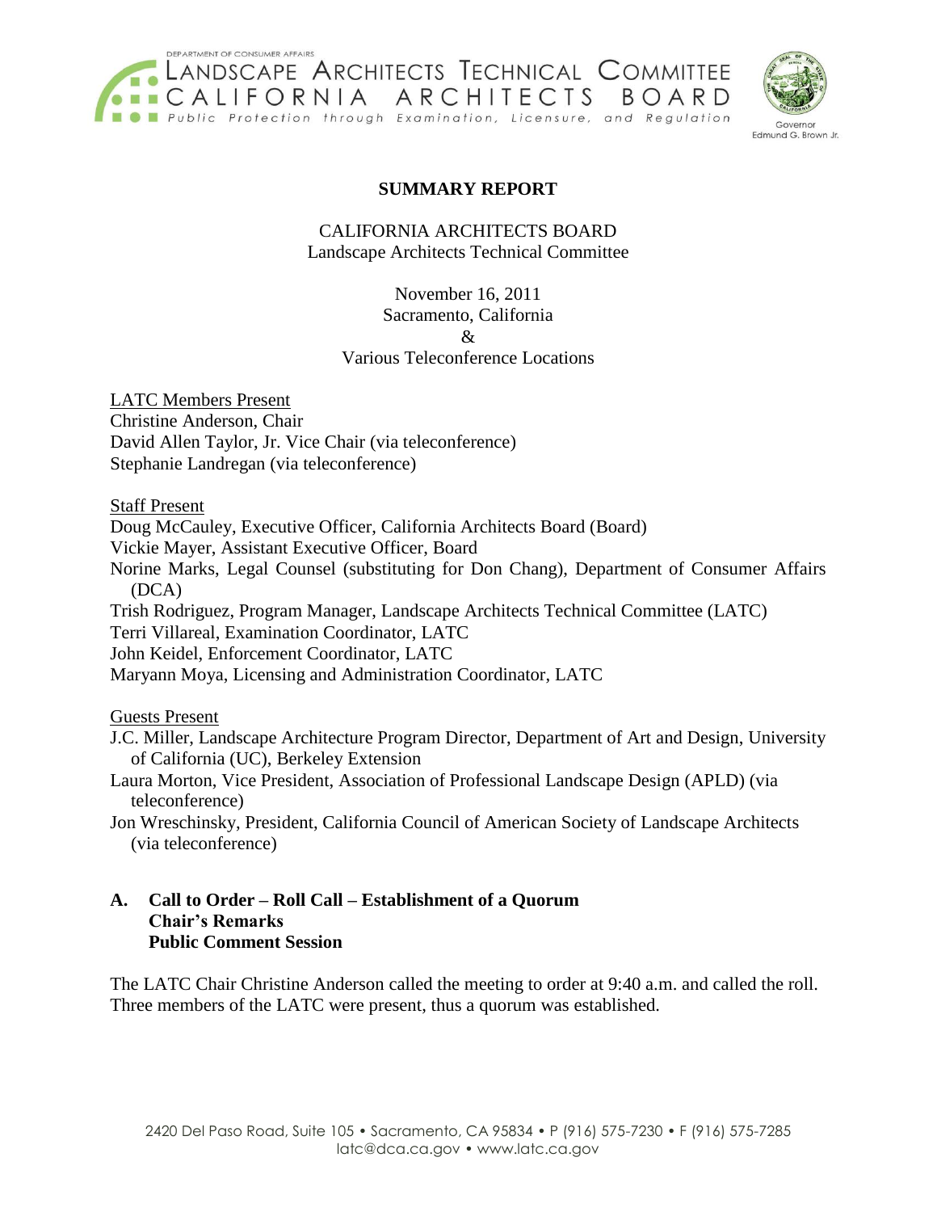DEPARTMENT OF CONSUMER AFFAIRS
LANDSCAPE ARCHITECTS TECHNICAL COMMITTEE
CALIFORNIA ARCHITECTS BOARD
Public Protection through Examination, Licensure, and Regulation

Governor
Edmund G. Brown Jr.

# SUMMARY REPORT

CALIFORNIA ARCHITECTS BOARD
Landscape Architects Technical Committee

November 16, 2011
Sacramento, California
&
Various Teleconference Locations

LATC Members Present
Christine Anderson, Chair
David Allen Taylor, Jr. Vice Chair (via teleconference)
Stephanie Landregan (via teleconference)

Staff Present
Doug McCauley, Executive Officer, California Architects Board (Board)
Vickie Mayer, Assistant Executive Officer, Board
Norine Marks, Legal Counsel (substituting for Don Chang), Department of Consumer Affairs (DCA)
Trish Rodriguez, Program Manager, Landscape Architects Technical Committee (LATC)
Terri Villareal, Examination Coordinator, LATC
John Keidel, Enforcement Coordinator, LATC
Maryann Moya, Licensing and Administration Coordinator, LATC

Guests Present
J.C. Miller, Landscape Architecture Program Director, Department of Art and Design, University of California (UC), Berkeley Extension
Laura Morton, Vice President, Association of Professional Landscape Design (APLD) (via teleconference)
Jon Wreschinsky, President, California Council of American Society of Landscape Architects (via teleconference)

## A. Call to Order – Roll Call – Establishment of a Quorum Chair's Remarks Public Comment Session

The LATC Chair Christine Anderson called the meeting to order at 9:40 a.m. and called the roll. Three members of the LATC were present, thus a quorum was established.

2420 Del Paso Road, Suite 105 • Sacramento, CA 95834 • P (916) 575-7230 • F (916) 575-7285
latc@dca.ca.gov • www.latc.ca.gov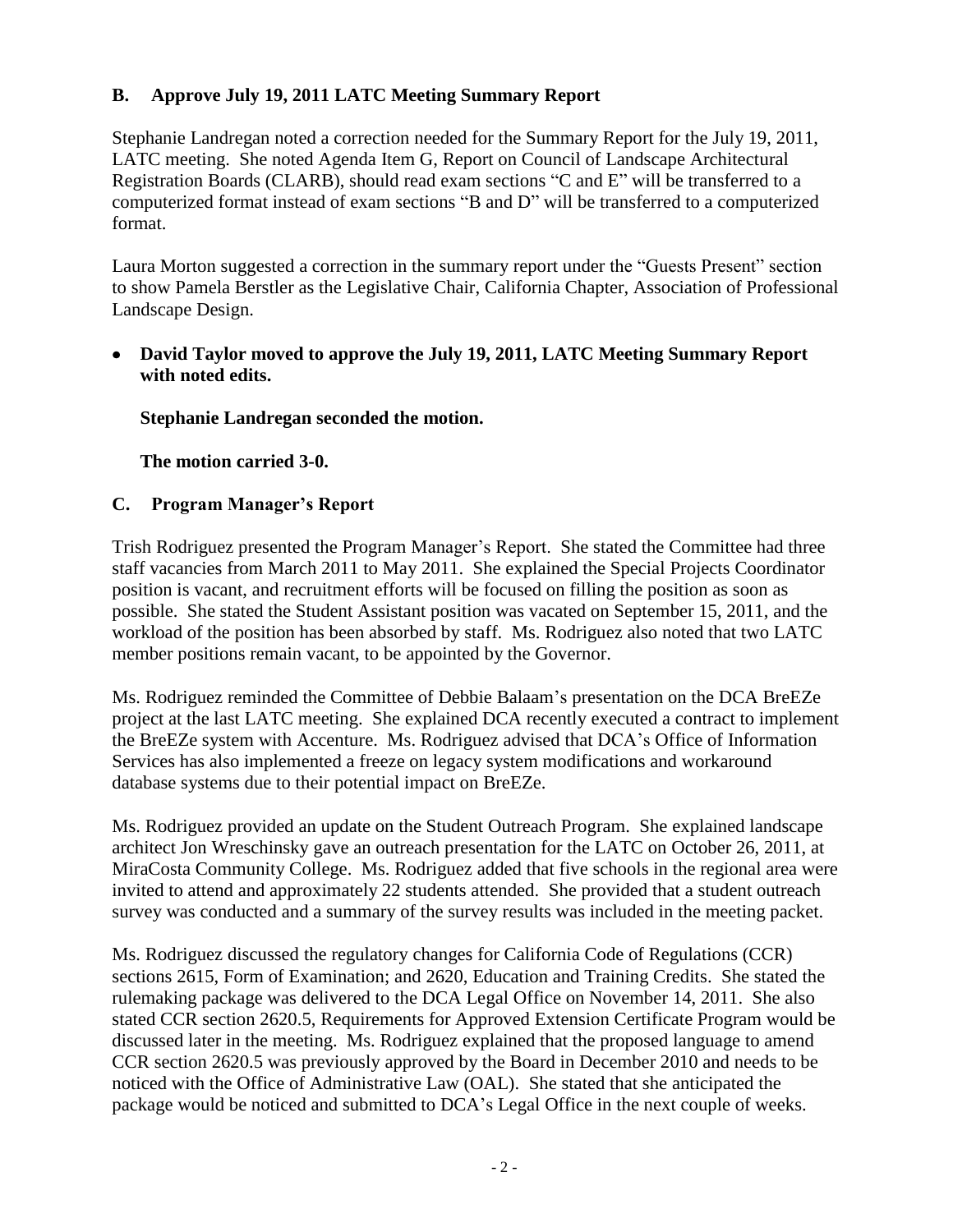## B. Approve July 19, 2011 LATC Meeting Summary Report

Stephanie Landregan noted a correction needed for the Summary Report for the July 19, 2011, LATC meeting. She noted Agenda Item G, Report on Council of Landscape Architectural Registration Boards (CLARB), should read exam sections "C and E" will be transferred to a computerized format instead of exam sections "B and D" will be transferred to a computerized format.

Laura Morton suggested a correction in the summary report under the "Guests Present" section to show Pamela Berstler as the Legislative Chair, California Chapter, Association of Professional Landscape Design.

- **David Taylor moved to approve the July 19, 2011, LATC Meeting Summary Report with noted edits.**

  **Stephanie Landregan seconded the motion.**

  **The motion carried 3-0.**

## C. Program Manager's Report

Trish Rodriguez presented the Program Manager's Report. She stated the Committee had three staff vacancies from March 2011 to May 2011. She explained the Special Projects Coordinator position is vacant, and recruitment efforts will be focused on filling the position as soon as possible. She stated the Student Assistant position was vacated on September 15, 2011, and the workload of the position has been absorbed by staff. Ms. Rodriguez also noted that two LATC member positions remain vacant, to be appointed by the Governor.

Ms. Rodriguez reminded the Committee of Debbie Balaam's presentation on the DCA BreEZe project at the last LATC meeting. She explained DCA recently executed a contract to implement the BreEZe system with Accenture. Ms. Rodriguez advised that DCA's Office of Information Services has also implemented a freeze on legacy system modifications and workaround database systems due to their potential impact on BreEZe.

Ms. Rodriguez provided an update on the Student Outreach Program. She explained landscape architect Jon Wreschinsky gave an outreach presentation for the LATC on October 26, 2011, at MiraCosta Community College. Ms. Rodriguez added that five schools in the regional area were invited to attend and approximately 22 students attended. She provided that a student outreach survey was conducted and a summary of the survey results was included in the meeting packet.

Ms. Rodriguez discussed the regulatory changes for California Code of Regulations (CCR) sections 2615, Form of Examination; and 2620, Education and Training Credits. She stated the rulemaking package was delivered to the DCA Legal Office on November 14, 2011. She also stated CCR section 2620.5, Requirements for Approved Extension Certificate Program would be discussed later in the meeting. Ms. Rodriguez explained that the proposed language to amend CCR section 2620.5 was previously approved by the Board in December 2010 and needs to be noticed with the Office of Administrative Law (OAL). She stated that she anticipated the package would be noticed and submitted to DCA's Legal Office in the next couple of weeks.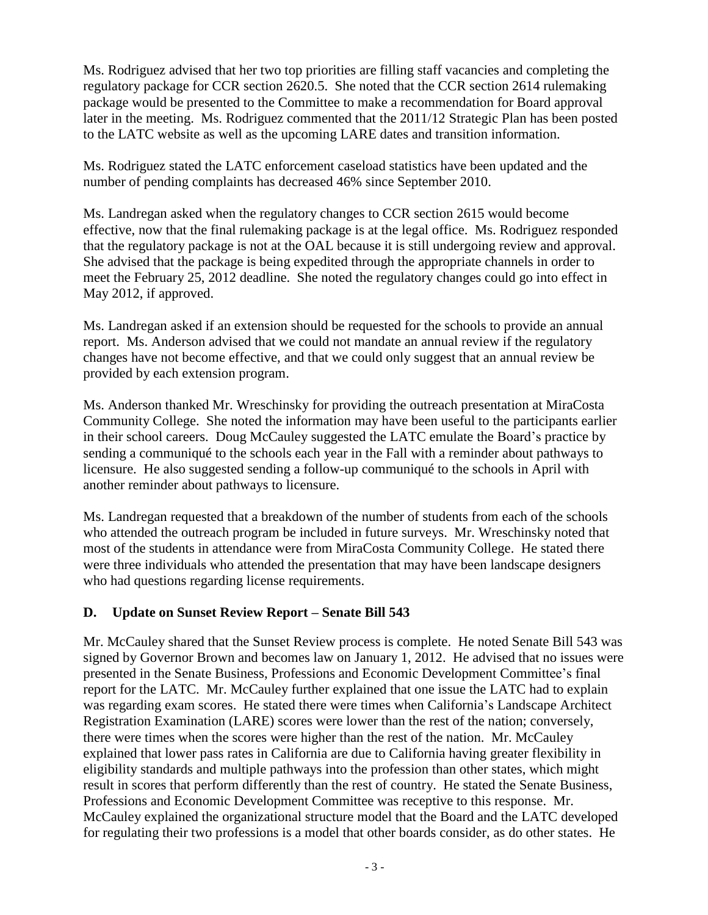Ms. Rodriguez advised that her two top priorities are filling staff vacancies and completing the regulatory package for CCR section 2620.5. She noted that the CCR section 2614 rulemaking package would be presented to the Committee to make a recommendation for Board approval later in the meeting. Ms. Rodriguez commented that the 2011/12 Strategic Plan has been posted to the LATC website as well as the upcoming LARE dates and transition information.

Ms. Rodriguez stated the LATC enforcement caseload statistics have been updated and the number of pending complaints has decreased 46% since September 2010.

Ms. Landregan asked when the regulatory changes to CCR section 2615 would become effective, now that the final rulemaking package is at the legal office. Ms. Rodriguez responded that the regulatory package is not at the OAL because it is still undergoing review and approval. She advised that the package is being expedited through the appropriate channels in order to meet the February 25, 2012 deadline. She noted the regulatory changes could go into effect in May 2012, if approved.

Ms. Landregan asked if an extension should be requested for the schools to provide an annual report. Ms. Anderson advised that we could not mandate an annual review if the regulatory changes have not become effective, and that we could only suggest that an annual review be provided by each extension program.

Ms. Anderson thanked Mr. Wreschinsky for providing the outreach presentation at MiraCosta Community College. She noted the information may have been useful to the participants earlier in their school careers. Doug McCauley suggested the LATC emulate the Board's practice by sending a communiqué to the schools each year in the Fall with a reminder about pathways to licensure. He also suggested sending a follow-up communiqué to the schools in April with another reminder about pathways to licensure.

Ms. Landregan requested that a breakdown of the number of students from each of the schools who attended the outreach program be included in future surveys. Mr. Wreschinsky noted that most of the students in attendance were from MiraCosta Community College. He stated there were three individuals who attended the presentation that may have been landscape designers who had questions regarding license requirements.

## D. Update on Sunset Review Report – Senate Bill 543

Mr. McCauley shared that the Sunset Review process is complete. He noted Senate Bill 543 was signed by Governor Brown and becomes law on January 1, 2012. He advised that no issues were presented in the Senate Business, Professions and Economic Development Committee's final report for the LATC. Mr. McCauley further explained that one issue the LATC had to explain was regarding exam scores. He stated there were times when California's Landscape Architect Registration Examination (LARE) scores were lower than the rest of the nation; conversely, there were times when the scores were higher than the rest of the nation. Mr. McCauley explained that lower pass rates in California are due to California having greater flexibility in eligibility standards and multiple pathways into the profession than other states, which might result in scores that perform differently than the rest of country. He stated the Senate Business, Professions and Economic Development Committee was receptive to this response. Mr. McCauley explained the organizational structure model that the Board and the LATC developed for regulating their two professions is a model that other boards consider, as do other states. He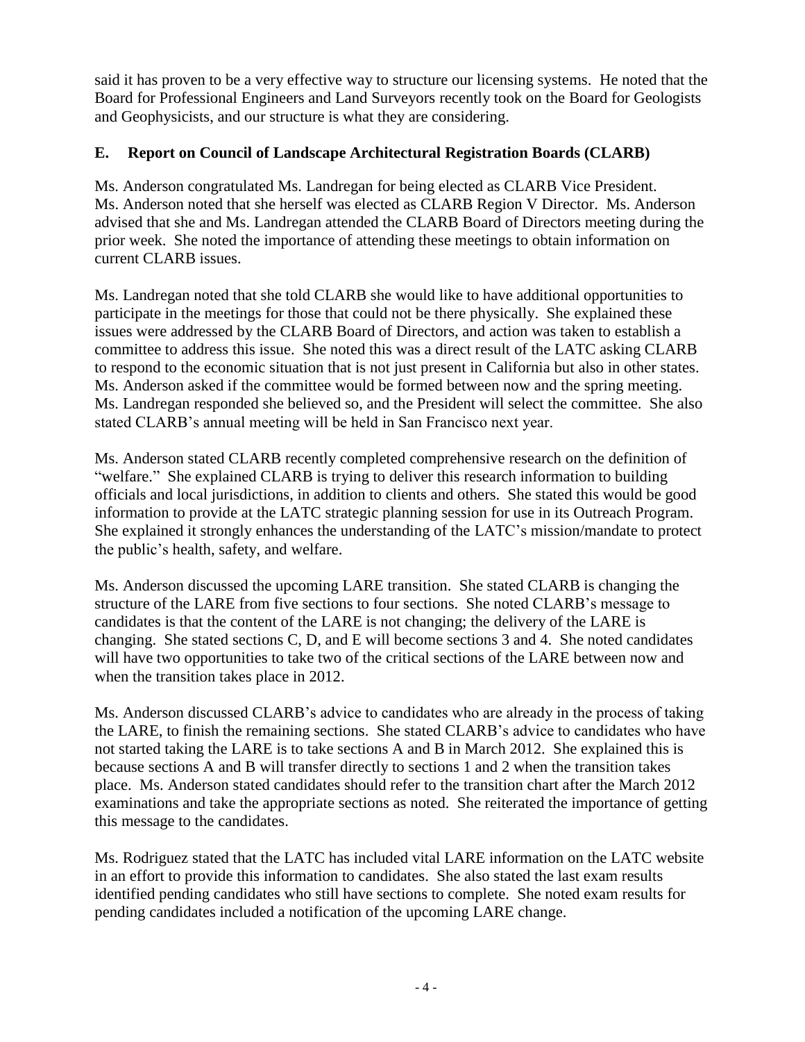said it has proven to be a very effective way to structure our licensing systems. He noted that the Board for Professional Engineers and Land Surveyors recently took on the Board for Geologists and Geophysicists, and our structure is what they are considering.

**E. Report on Council of Landscape Architectural Registration Boards (CLARB)**

Ms. Anderson congratulated Ms. Landregan for being elected as CLARB Vice President. Ms. Anderson noted that she herself was elected as CLARB Region V Director. Ms. Anderson advised that she and Ms. Landregan attended the CLARB Board of Directors meeting during the prior week. She noted the importance of attending these meetings to obtain information on current CLARB issues.

Ms. Landregan noted that she told CLARB she would like to have additional opportunities to participate in the meetings for those that could not be there physically. She explained these issues were addressed by the CLARB Board of Directors, and action was taken to establish a committee to address this issue. She noted this was a direct result of the LATC asking CLARB to respond to the economic situation that is not just present in California but also in other states. Ms. Anderson asked if the committee would be formed between now and the spring meeting. Ms. Landregan responded she believed so, and the President will select the committee. She also stated CLARB's annual meeting will be held in San Francisco next year.

Ms. Anderson stated CLARB recently completed comprehensive research on the definition of "welfare." She explained CLARB is trying to deliver this research information to building officials and local jurisdictions, in addition to clients and others. She stated this would be good information to provide at the LATC strategic planning session for use in its Outreach Program. She explained it strongly enhances the understanding of the LATC's mission/mandate to protect the public's health, safety, and welfare.

Ms. Anderson discussed the upcoming LARE transition. She stated CLARB is changing the structure of the LARE from five sections to four sections. She noted CLARB's message to candidates is that the content of the LARE is not changing; the delivery of the LARE is changing. She stated sections C, D, and E will become sections 3 and 4. She noted candidates will have two opportunities to take two of the critical sections of the LARE between now and when the transition takes place in 2012.

Ms. Anderson discussed CLARB's advice to candidates who are already in the process of taking the LARE, to finish the remaining sections. She stated CLARB's advice to candidates who have not started taking the LARE is to take sections A and B in March 2012. She explained this is because sections A and B will transfer directly to sections 1 and 2 when the transition takes place. Ms. Anderson stated candidates should refer to the transition chart after the March 2012 examinations and take the appropriate sections as noted. She reiterated the importance of getting this message to the candidates.

Ms. Rodriguez stated that the LATC has included vital LARE information on the LATC website in an effort to provide this information to candidates. She also stated the last exam results identified pending candidates who still have sections to complete. She noted exam results for pending candidates included a notification of the upcoming LARE change.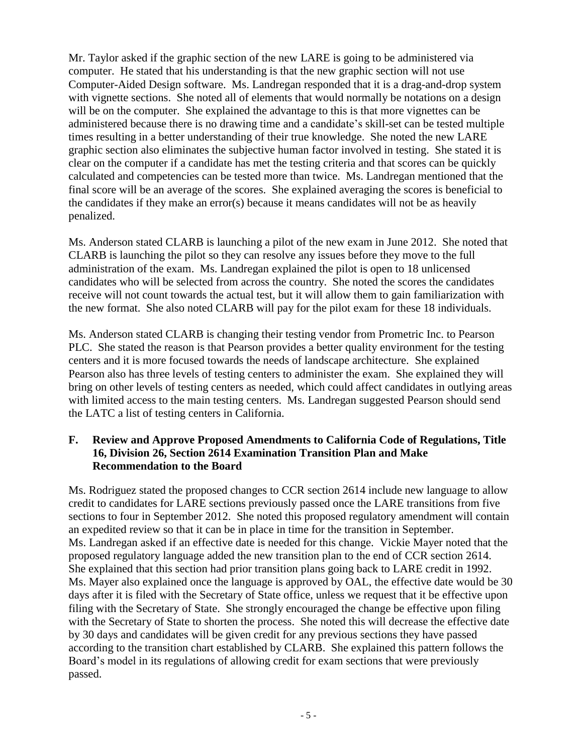Mr. Taylor asked if the graphic section of the new LARE is going to be administered via computer. He stated that his understanding is that the new graphic section will not use Computer-Aided Design software. Ms. Landregan responded that it is a drag-and-drop system with vignette sections. She noted all of elements that would normally be notations on a design will be on the computer. She explained the advantage to this is that more vignettes can be administered because there is no drawing time and a candidate's skill-set can be tested multiple times resulting in a better understanding of their true knowledge. She noted the new LARE graphic section also eliminates the subjective human factor involved in testing. She stated it is clear on the computer if a candidate has met the testing criteria and that scores can be quickly calculated and competencies can be tested more than twice. Ms. Landregan mentioned that the final score will be an average of the scores. She explained averaging the scores is beneficial to the candidates if they make an error(s) because it means candidates will not be as heavily penalized.

Ms. Anderson stated CLARB is launching a pilot of the new exam in June 2012. She noted that CLARB is launching the pilot so they can resolve any issues before they move to the full administration of the exam. Ms. Landregan explained the pilot is open to 18 unlicensed candidates who will be selected from across the country. She noted the scores the candidates receive will not count towards the actual test, but it will allow them to gain familiarization with the new format. She also noted CLARB will pay for the pilot exam for these 18 individuals.

Ms. Anderson stated CLARB is changing their testing vendor from Prometric Inc. to Pearson PLC. She stated the reason is that Pearson provides a better quality environment for the testing centers and it is more focused towards the needs of landscape architecture. She explained Pearson also has three levels of testing centers to administer the exam. She explained they will bring on other levels of testing centers as needed, which could affect candidates in outlying areas with limited access to the main testing centers. Ms. Landregan suggested Pearson should send the LATC a list of testing centers in California.

### F. Review and Approve Proposed Amendments to California Code of Regulations, Title 16, Division 26, Section 2614 Examination Transition Plan and Make Recommendation to the Board

Ms. Rodriguez stated the proposed changes to CCR section 2614 include new language to allow credit to candidates for LARE sections previously passed once the LARE transitions from five sections to four in September 2012. She noted this proposed regulatory amendment will contain an expedited review so that it can be in place in time for the transition in September. Ms. Landregan asked if an effective date is needed for this change. Vickie Mayer noted that the proposed regulatory language added the new transition plan to the end of CCR section 2614. She explained that this section had prior transition plans going back to LARE credit in 1992. Ms. Mayer also explained once the language is approved by OAL, the effective date would be 30 days after it is filed with the Secretary of State office, unless we request that it be effective upon filing with the Secretary of State. She strongly encouraged the change be effective upon filing with the Secretary of State to shorten the process. She noted this will decrease the effective date by 30 days and candidates will be given credit for any previous sections they have passed according to the transition chart established by CLARB. She explained this pattern follows the Board's model in its regulations of allowing credit for exam sections that were previously passed.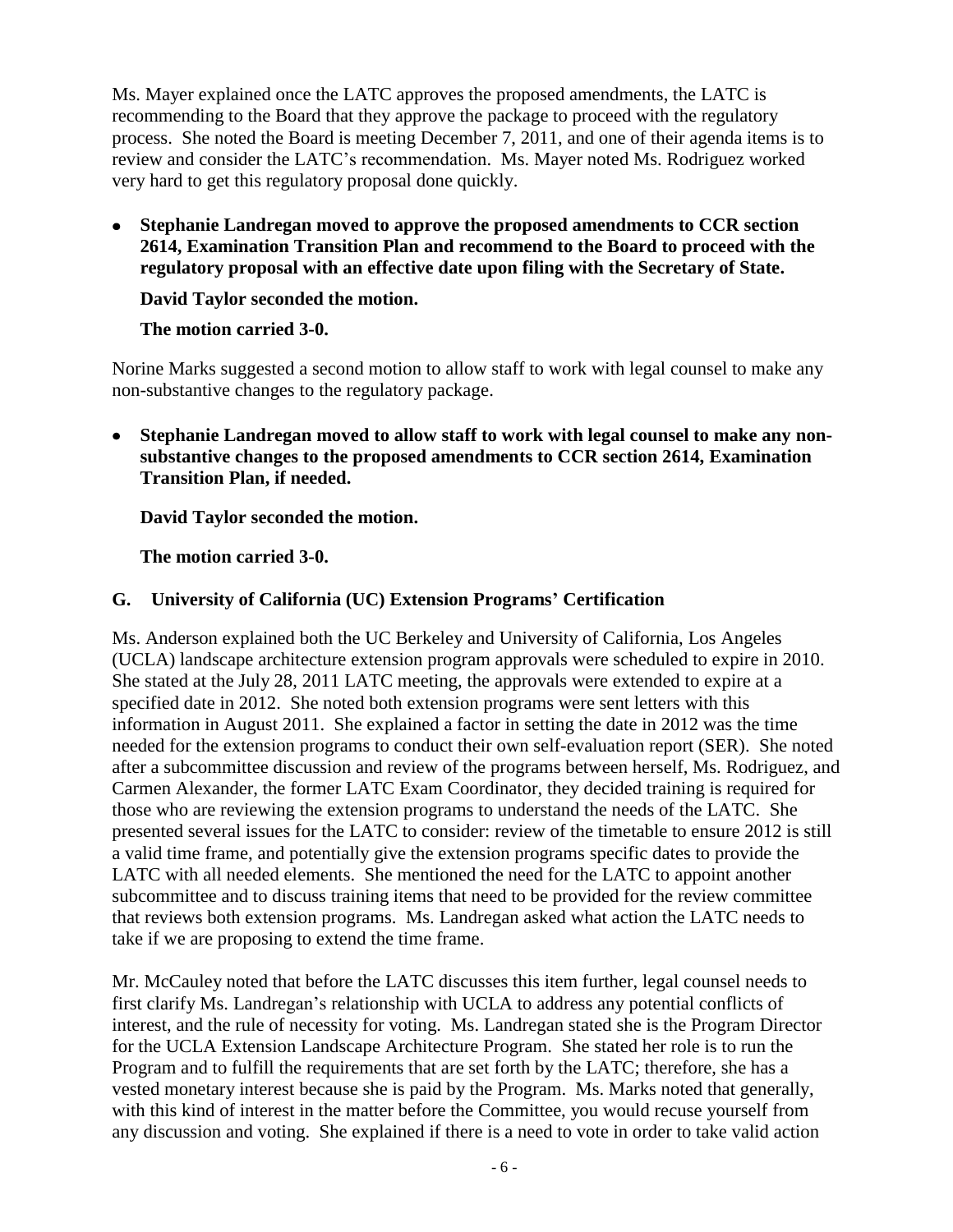Ms. Mayer explained once the LATC approves the proposed amendments, the LATC is recommending to the Board that they approve the package to proceed with the regulatory process. She noted the Board is meeting December 7, 2011, and one of their agenda items is to review and consider the LATC's recommendation. Ms. Mayer noted Ms. Rodriguez worked very hard to get this regulatory proposal done quickly.

- **Stephanie Landregan moved to approve the proposed amendments to CCR section 2614, Examination Transition Plan and recommend to the Board to proceed with the regulatory proposal with an effective date upon filing with the Secretary of State.**

  **David Taylor seconded the motion.**

  **The motion carried 3-0.**

Norine Marks suggested a second motion to allow staff to work with legal counsel to make any non-substantive changes to the regulatory package.

- **Stephanie Landregan moved to allow staff to work with legal counsel to make any non-substantive changes to the proposed amendments to CCR section 2614, Examination Transition Plan, if needed.**

  **David Taylor seconded the motion.**

  **The motion carried 3-0.**

### G. University of California (UC) Extension Programs' Certification

Ms. Anderson explained both the UC Berkeley and University of California, Los Angeles (UCLA) landscape architecture extension program approvals were scheduled to expire in 2010. She stated at the July 28, 2011 LATC meeting, the approvals were extended to expire at a specified date in 2012. She noted both extension programs were sent letters with this information in August 2011. She explained a factor in setting the date in 2012 was the time needed for the extension programs to conduct their own self-evaluation report (SER). She noted after a subcommittee discussion and review of the programs between herself, Ms. Rodriguez, and Carmen Alexander, the former LATC Exam Coordinator, they decided training is required for those who are reviewing the extension programs to understand the needs of the LATC. She presented several issues for the LATC to consider: review of the timetable to ensure 2012 is still a valid time frame, and potentially give the extension programs specific dates to provide the LATC with all needed elements. She mentioned the need for the LATC to appoint another subcommittee and to discuss training items that need to be provided for the review committee that reviews both extension programs. Ms. Landregan asked what action the LATC needs to take if we are proposing to extend the time frame.

Mr. McCauley noted that before the LATC discusses this item further, legal counsel needs to first clarify Ms. Landregan's relationship with UCLA to address any potential conflicts of interest, and the rule of necessity for voting. Ms. Landregan stated she is the Program Director for the UCLA Extension Landscape Architecture Program. She stated her role is to run the Program and to fulfill the requirements that are set forth by the LATC; therefore, she has a vested monetary interest because she is paid by the Program. Ms. Marks noted that generally, with this kind of interest in the matter before the Committee, you would recuse yourself from any discussion and voting. She explained if there is a need to vote in order to take valid action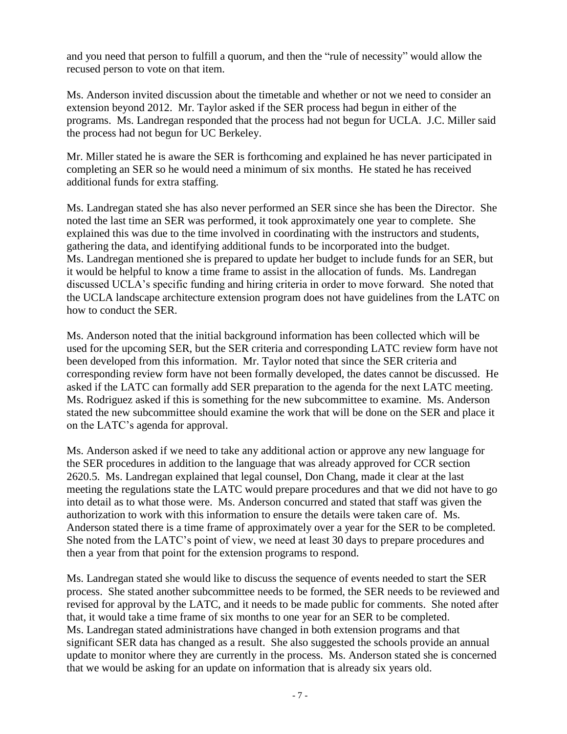and you need that person to fulfill a quorum, and then the "rule of necessity" would allow the recused person to vote on that item.

Ms. Anderson invited discussion about the timetable and whether or not we need to consider an extension beyond 2012. Mr. Taylor asked if the SER process had begun in either of the programs. Ms. Landregan responded that the process had not begun for UCLA. J.C. Miller said the process had not begun for UC Berkeley.

Mr. Miller stated he is aware the SER is forthcoming and explained he has never participated in completing an SER so he would need a minimum of six months. He stated he has received additional funds for extra staffing.

Ms. Landregan stated she has also never performed an SER since she has been the Director. She noted the last time an SER was performed, it took approximately one year to complete. She explained this was due to the time involved in coordinating with the instructors and students, gathering the data, and identifying additional funds to be incorporated into the budget. Ms. Landregan mentioned she is prepared to update her budget to include funds for an SER, but it would be helpful to know a time frame to assist in the allocation of funds. Ms. Landregan discussed UCLA's specific funding and hiring criteria in order to move forward. She noted that the UCLA landscape architecture extension program does not have guidelines from the LATC on how to conduct the SER.

Ms. Anderson noted that the initial background information has been collected which will be used for the upcoming SER, but the SER criteria and corresponding LATC review form have not been developed from this information. Mr. Taylor noted that since the SER criteria and corresponding review form have not been formally developed, the dates cannot be discussed. He asked if the LATC can formally add SER preparation to the agenda for the next LATC meeting. Ms. Rodriguez asked if this is something for the new subcommittee to examine. Ms. Anderson stated the new subcommittee should examine the work that will be done on the SER and place it on the LATC's agenda for approval.

Ms. Anderson asked if we need to take any additional action or approve any new language for the SER procedures in addition to the language that was already approved for CCR section 2620.5. Ms. Landregan explained that legal counsel, Don Chang, made it clear at the last meeting the regulations state the LATC would prepare procedures and that we did not have to go into detail as to what those were. Ms. Anderson concurred and stated that staff was given the authorization to work with this information to ensure the details were taken care of. Ms. Anderson stated there is a time frame of approximately over a year for the SER to be completed. She noted from the LATC's point of view, we need at least 30 days to prepare procedures and then a year from that point for the extension programs to respond.

Ms. Landregan stated she would like to discuss the sequence of events needed to start the SER process. She stated another subcommittee needs to be formed, the SER needs to be reviewed and revised for approval by the LATC, and it needs to be made public for comments. She noted after that, it would take a time frame of six months to one year for an SER to be completed. Ms. Landregan stated administrations have changed in both extension programs and that significant SER data has changed as a result. She also suggested the schools provide an annual update to monitor where they are currently in the process. Ms. Anderson stated she is concerned that we would be asking for an update on information that is already six years old.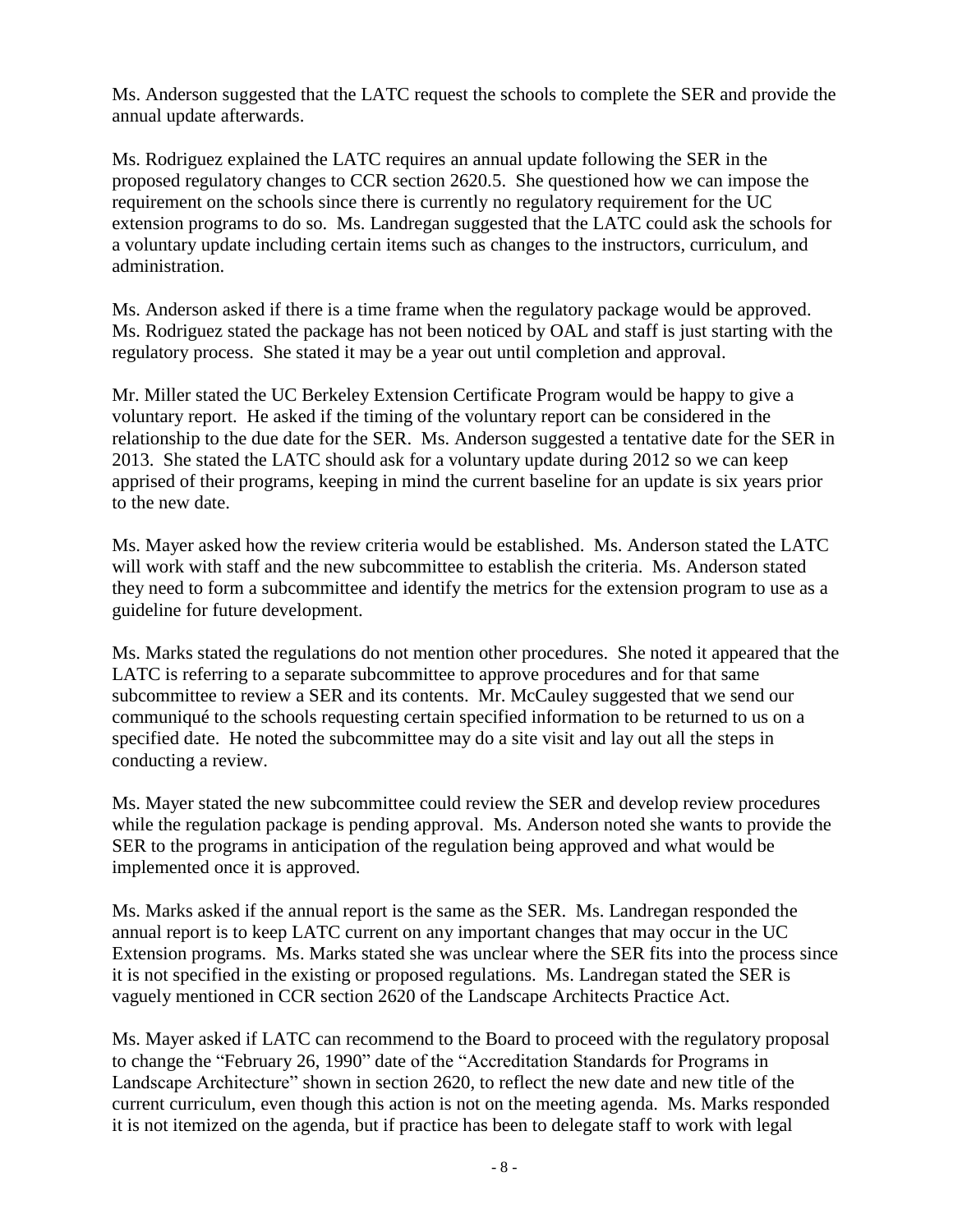Ms. Anderson suggested that the LATC request the schools to complete the SER and provide the annual update afterwards.

Ms. Rodriguez explained the LATC requires an annual update following the SER in the proposed regulatory changes to CCR section 2620.5. She questioned how we can impose the requirement on the schools since there is currently no regulatory requirement for the UC extension programs to do so. Ms. Landregan suggested that the LATC could ask the schools for a voluntary update including certain items such as changes to the instructors, curriculum, and administration.

Ms. Anderson asked if there is a time frame when the regulatory package would be approved. Ms. Rodriguez stated the package has not been noticed by OAL and staff is just starting with the regulatory process. She stated it may be a year out until completion and approval.

Mr. Miller stated the UC Berkeley Extension Certificate Program would be happy to give a voluntary report. He asked if the timing of the voluntary report can be considered in the relationship to the due date for the SER. Ms. Anderson suggested a tentative date for the SER in 2013. She stated the LATC should ask for a voluntary update during 2012 so we can keep apprised of their programs, keeping in mind the current baseline for an update is six years prior to the new date.

Ms. Mayer asked how the review criteria would be established. Ms. Anderson stated the LATC will work with staff and the new subcommittee to establish the criteria. Ms. Anderson stated they need to form a subcommittee and identify the metrics for the extension program to use as a guideline for future development.

Ms. Marks stated the regulations do not mention other procedures. She noted it appeared that the LATC is referring to a separate subcommittee to approve procedures and for that same subcommittee to review a SER and its contents. Mr. McCauley suggested that we send our communiqué to the schools requesting certain specified information to be returned to us on a specified date. He noted the subcommittee may do a site visit and lay out all the steps in conducting a review.

Ms. Mayer stated the new subcommittee could review the SER and develop review procedures while the regulation package is pending approval. Ms. Anderson noted she wants to provide the SER to the programs in anticipation of the regulation being approved and what would be implemented once it is approved.

Ms. Marks asked if the annual report is the same as the SER. Ms. Landregan responded the annual report is to keep LATC current on any important changes that may occur in the UC Extension programs. Ms. Marks stated she was unclear where the SER fits into the process since it is not specified in the existing or proposed regulations. Ms. Landregan stated the SER is vaguely mentioned in CCR section 2620 of the Landscape Architects Practice Act.

Ms. Mayer asked if LATC can recommend to the Board to proceed with the regulatory proposal to change the "February 26, 1990" date of the "Accreditation Standards for Programs in Landscape Architecture" shown in section 2620, to reflect the new date and new title of the current curriculum, even though this action is not on the meeting agenda. Ms. Marks responded it is not itemized on the agenda, but if practice has been to delegate staff to work with legal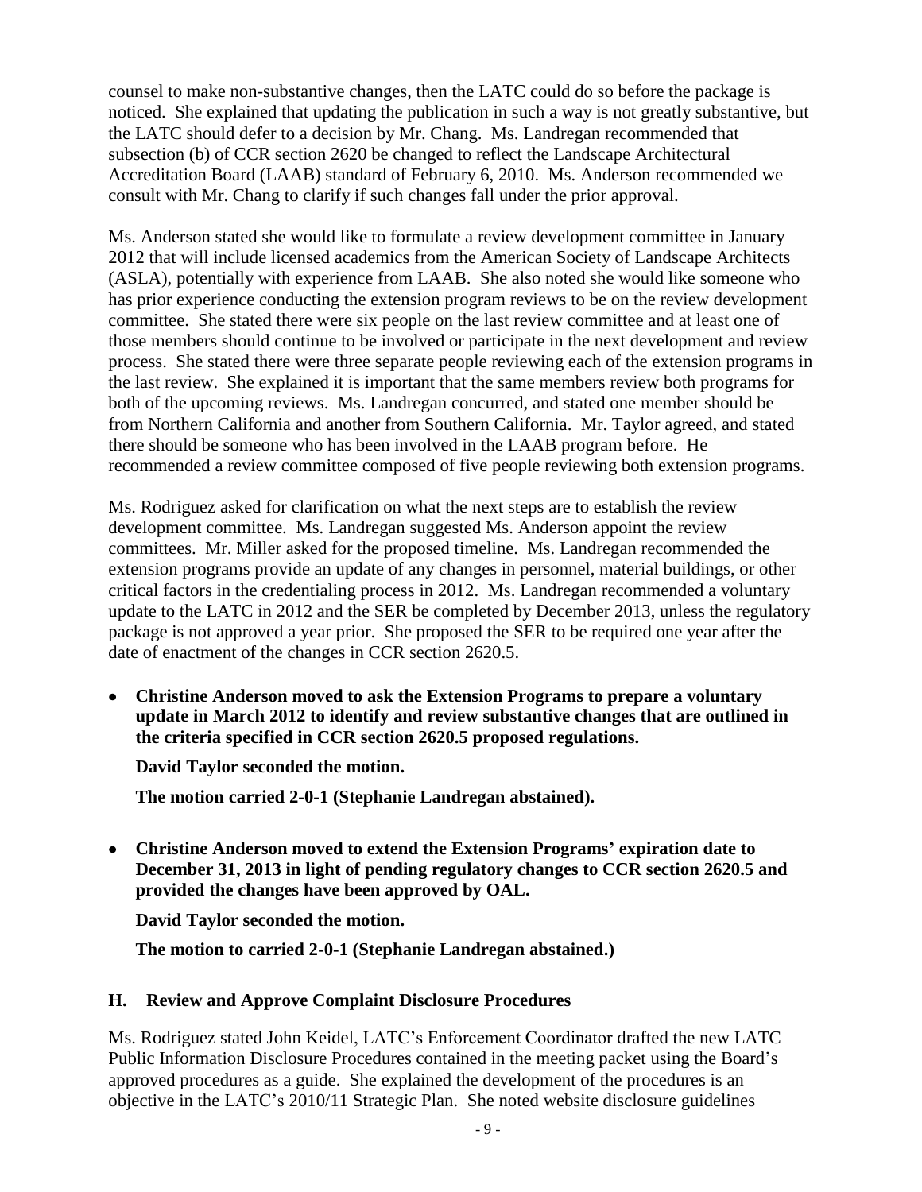counsel to make non-substantive changes, then the LATC could do so before the package is noticed. She explained that updating the publication in such a way is not greatly substantive, but the LATC should defer to a decision by Mr. Chang. Ms. Landregan recommended that subsection (b) of CCR section 2620 be changed to reflect the Landscape Architectural Accreditation Board (LAAB) standard of February 6, 2010. Ms. Anderson recommended we consult with Mr. Chang to clarify if such changes fall under the prior approval.

Ms. Anderson stated she would like to formulate a review development committee in January 2012 that will include licensed academics from the American Society of Landscape Architects (ASLA), potentially with experience from LAAB. She also noted she would like someone who has prior experience conducting the extension program reviews to be on the review development committee. She stated there were six people on the last review committee and at least one of those members should continue to be involved or participate in the next development and review process. She stated there were three separate people reviewing each of the extension programs in the last review. She explained it is important that the same members review both programs for both of the upcoming reviews. Ms. Landregan concurred, and stated one member should be from Northern California and another from Southern California. Mr. Taylor agreed, and stated there should be someone who has been involved in the LAAB program before. He recommended a review committee composed of five people reviewing both extension programs.

Ms. Rodriguez asked for clarification on what the next steps are to establish the review development committee. Ms. Landregan suggested Ms. Anderson appoint the review committees. Mr. Miller asked for the proposed timeline. Ms. Landregan recommended the extension programs provide an update of any changes in personnel, material buildings, or other critical factors in the credentialing process in 2012. Ms. Landregan recommended a voluntary update to the LATC in 2012 and the SER be completed by December 2013, unless the regulatory package is not approved a year prior. She proposed the SER to be required one year after the date of enactment of the changes in CCR section 2620.5.

- **Christine Anderson moved to ask the Extension Programs to prepare a voluntary update in March 2012 to identify and review substantive changes that are outlined in the criteria specified in CCR section 2620.5 proposed regulations.**

  **David Taylor seconded the motion.**

  **The motion carried 2-0-1 (Stephanie Landregan abstained).**

- **Christine Anderson moved to extend the Extension Programs' expiration date to December 31, 2013 in light of pending regulatory changes to CCR section 2620.5 and provided the changes have been approved by OAL.**

  **David Taylor seconded the motion.**

  **The motion to carried 2-0-1 (Stephanie Landregan abstained.)**

### H. Review and Approve Complaint Disclosure Procedures

Ms. Rodriguez stated John Keidel, LATC's Enforcement Coordinator drafted the new LATC Public Information Disclosure Procedures contained in the meeting packet using the Board's approved procedures as a guide. She explained the development of the procedures is an objective in the LATC's 2010/11 Strategic Plan. She noted website disclosure guidelines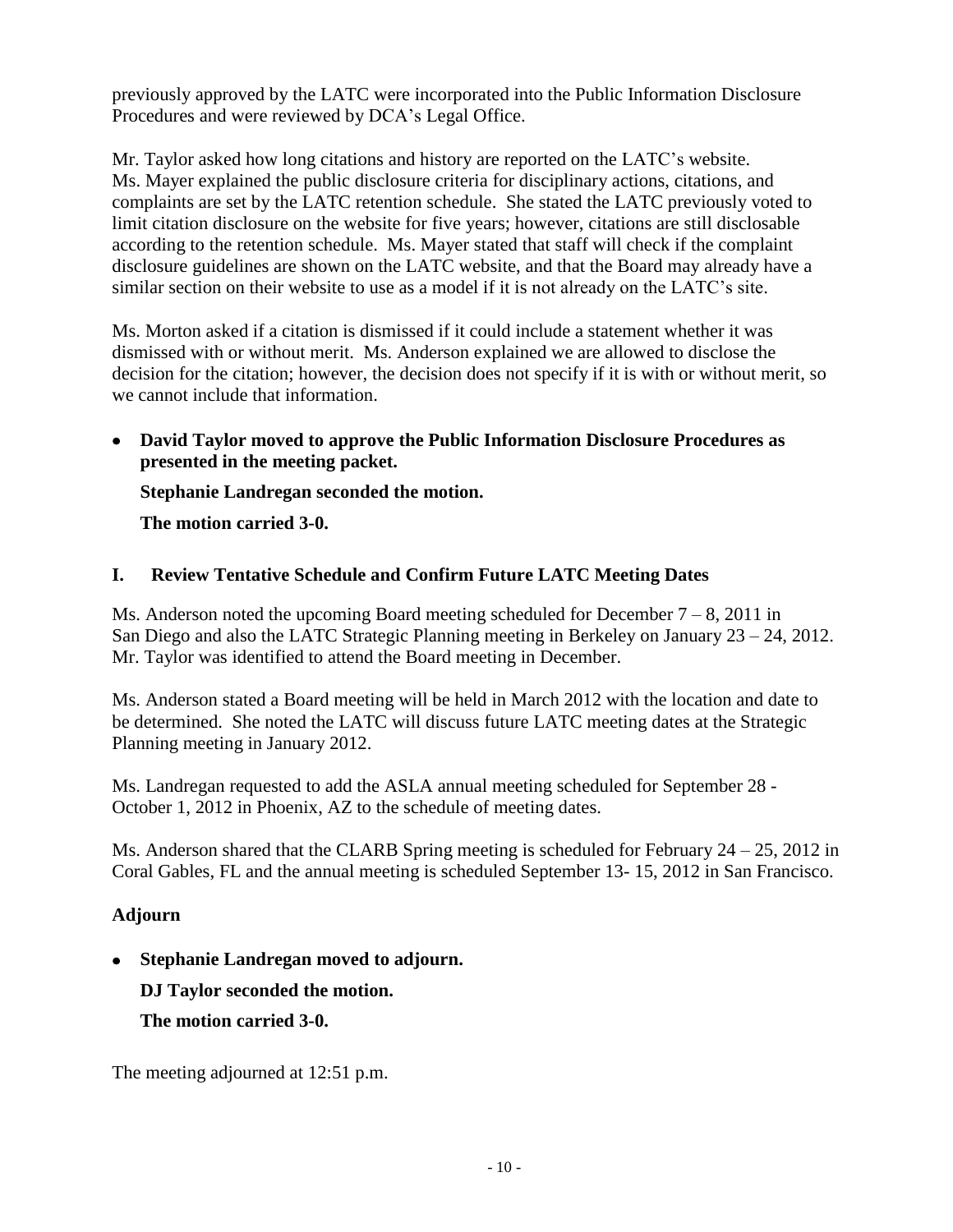previously approved by the LATC were incorporated into the Public Information Disclosure Procedures and were reviewed by DCA's Legal Office.

Mr. Taylor asked how long citations and history are reported on the LATC's website. Ms. Mayer explained the public disclosure criteria for disciplinary actions, citations, and complaints are set by the LATC retention schedule. She stated the LATC previously voted to limit citation disclosure on the website for five years; however, citations are still disclosable according to the retention schedule. Ms. Mayer stated that staff will check if the complaint disclosure guidelines are shown on the LATC website, and that the Board may already have a similar section on their website to use as a model if it is not already on the LATC's site.

Ms. Morton asked if a citation is dismissed if it could include a statement whether it was dismissed with or without merit. Ms. Anderson explained we are allowed to disclose the decision for the citation; however, the decision does not specify if it is with or without merit, so we cannot include that information.

- **David Taylor moved to approve the Public Information Disclosure Procedures as presented in the meeting packet.**

  **Stephanie Landregan seconded the motion.**

  **The motion carried 3-0.**

## I. Review Tentative Schedule and Confirm Future LATC Meeting Dates

Ms. Anderson noted the upcoming Board meeting scheduled for December 7 – 8, 2011 in San Diego and also the LATC Strategic Planning meeting in Berkeley on January 23 – 24, 2012. Mr. Taylor was identified to attend the Board meeting in December.

Ms. Anderson stated a Board meeting will be held in March 2012 with the location and date to be determined. She noted the LATC will discuss future LATC meeting dates at the Strategic Planning meeting in January 2012.

Ms. Landregan requested to add the ASLA annual meeting scheduled for September 28 - October 1, 2012 in Phoenix, AZ to the schedule of meeting dates.

Ms. Anderson shared that the CLARB Spring meeting is scheduled for February 24 – 25, 2012 in Coral Gables, FL and the annual meeting is scheduled September 13- 15, 2012 in San Francisco.

## Adjourn

- **Stephanie Landregan moved to adjourn.**

  **DJ Taylor seconded the motion.**

  **The motion carried 3-0.**

The meeting adjourned at 12:51 p.m.